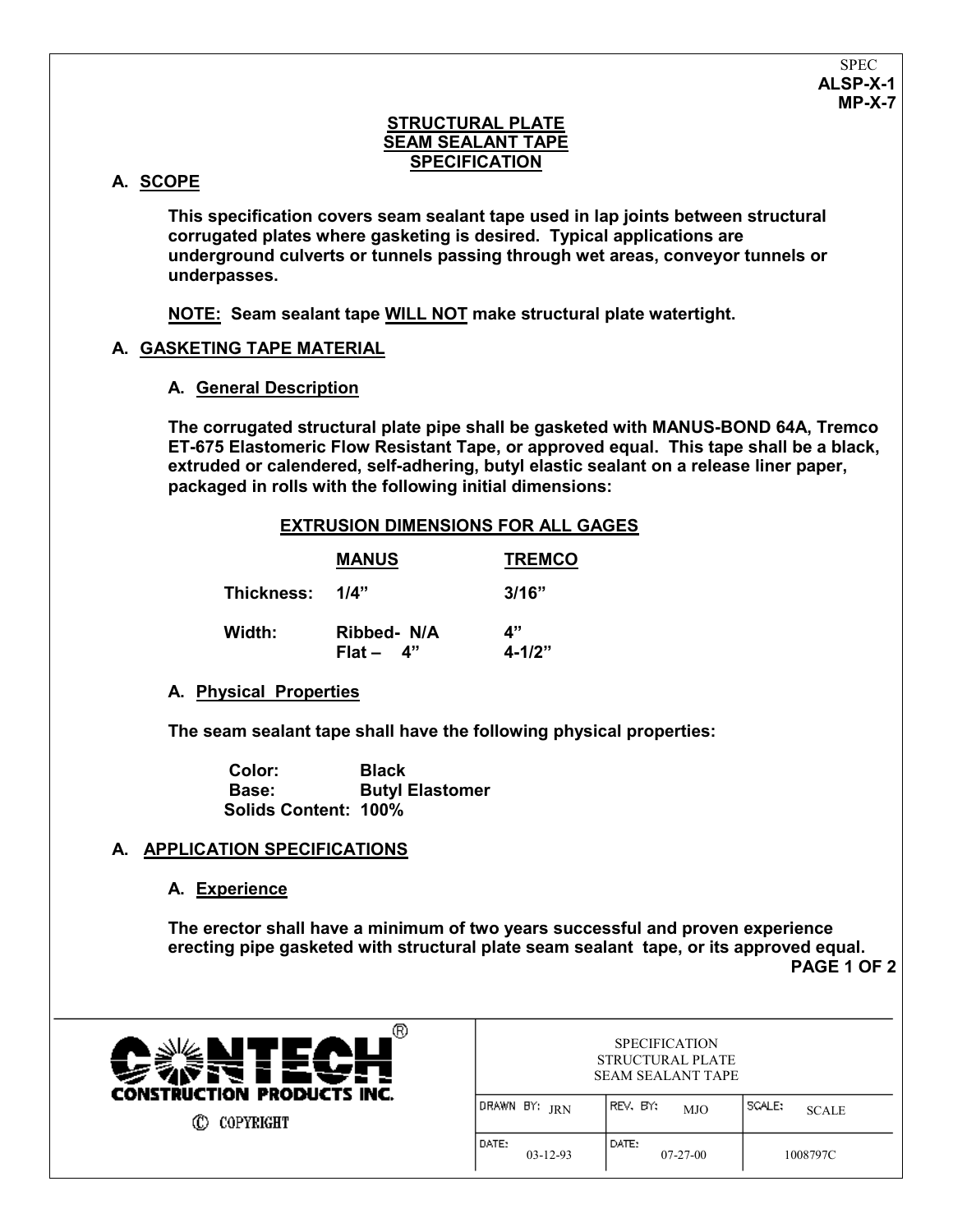SPEC
**ALSP-X-1**
**MP-X-7**

# STRUCTURAL PLATE SEAM SEALANT TAPE SPECIFICATION

## A. SCOPE

**This specification covers seam sealant tape used in lap joints between structural corrugated plates where gasketing is desired. Typical applications are underground culverts or tunnels passing through wet areas, conveyor tunnels or underpasses.**

**NOTE: Seam sealant tape WILL NOT make structural plate watertight.**

## A. GASKETING TAPE MATERIAL

### A. General Description

**The corrugated structural plate pipe shall be gasketed with MANUS-BOND 64A, Tremco ET-675 Elastomeric Flow Resistant Tape, or approved equal. This tape shall be a black, extruded or calendered, self-adhering, butyl elastic sealant on a release liner paper, packaged in rolls with the following initial dimensions:**

**EXTRUSION DIMENSIONS FOR ALL GAGES**

| | MANUS | TREMCO |
|---|---|---|
| Thickness: | 1/4” | 3/16” |
| Width: | Ribbed- N/A | 4” |
| | Flat – 4” | 4-1/2” |

### A. Physical Properties

**The seam sealant tape shall have the following physical properties:**

| | |
|---|---|
| Color: | Black |
| Base: | Butyl Elastomer |
| Solids Content: | 100% |

## A. APPLICATION SPECIFICATIONS

### A. Experience

**The erector shall have a minimum of two years successful and proven experience erecting pipe gasketed with structural plate seam sealant tape, or its approved equal.**

CONTECH® CONSTRUCTION PRODUCTS INC.
© COPYRIGHT

| SPECIFICATION STRUCTURAL PLATE SEAM SEALANT TAPE | | |
|---|---|---|
| DRAWN BY: JRN | REV. BY: MJO | SCALE: SCALE |
| DATE: 03-12-93 | DATE: 07-27-00 | 1008797C |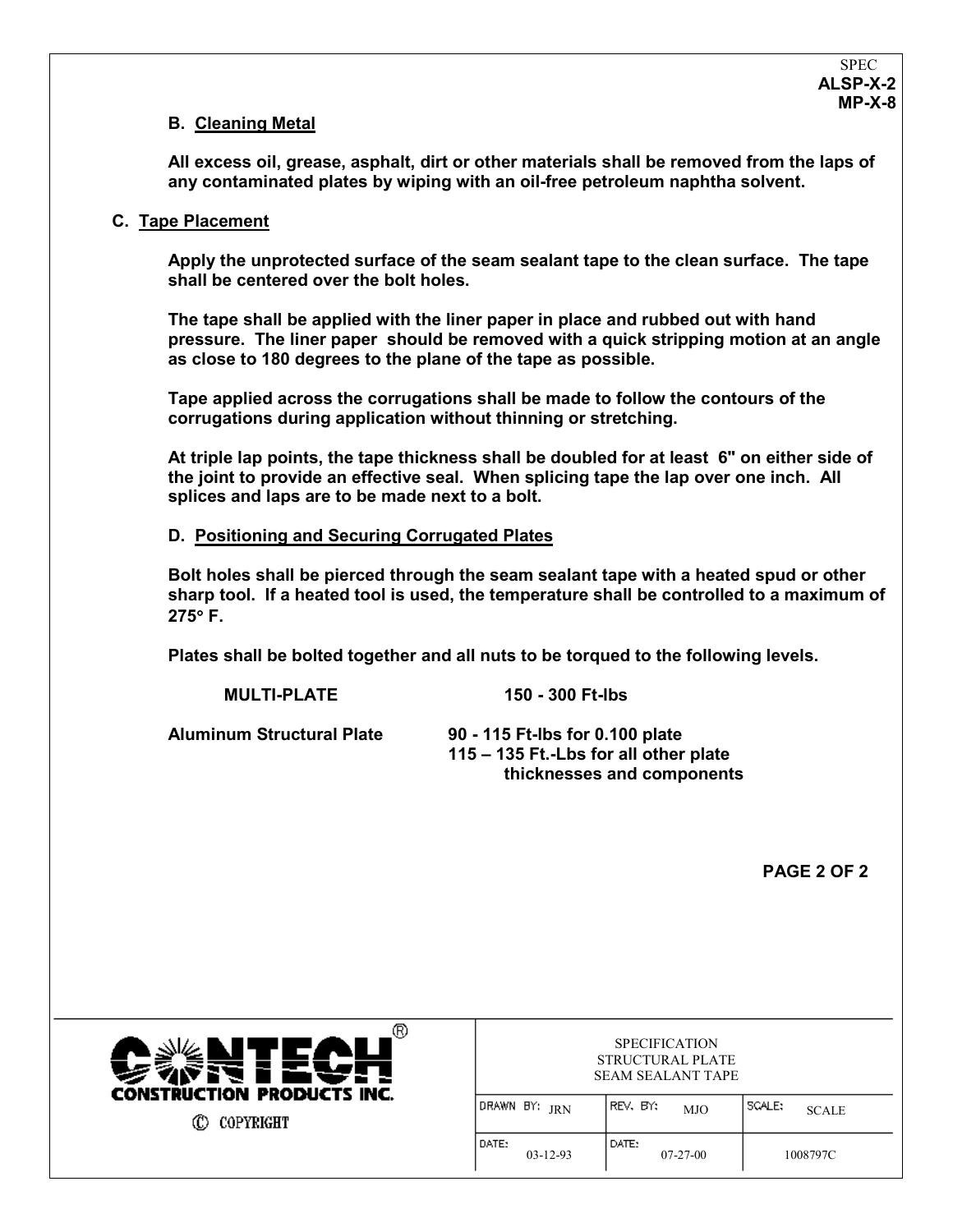SPEC
**ALSP-X-2**
**MP-X-8**

### B. Cleaning Metal

**All excess oil, grease, asphalt, dirt or other materials shall be removed from the laps of any contaminated plates by wiping with an oil-free petroleum naphtha solvent.**

### C. Tape Placement

**Apply the unprotected surface of the seam sealant tape to the clean surface. The tape shall be centered over the bolt holes.**

**The tape shall be applied with the liner paper in place and rubbed out with hand pressure. The liner paper should be removed with a quick stripping motion at an angle as close to 180 degrees to the plane of the tape as possible.**

**Tape applied across the corrugations shall be made to follow the contours of the corrugations during application without thinning or stretching.**

**At triple lap points, the tape thickness shall be doubled for at least 6" on either side of the joint to provide an effective seal. When splicing tape the lap over one inch. All splices and laps are to be made next to a bolt.**

### D. Positioning and Securing Corrugated Plates

**Bolt holes shall be pierced through the seam sealant tape with a heated spud or other sharp tool. If a heated tool is used, the temperature shall be controlled to a maximum of 275° F.**

**Plates shall be bolted together and all nuts to be torqued to the following levels.**

| | |
|---|---|
| **MULTI-PLATE** | **150 - 300 Ft-lbs** |
| **Aluminum Structural Plate** | **90 - 115 Ft-lbs for 0.100 plate**<br>**115 – 135 Ft.-Lbs for all other plate thicknesses and components** |

CONTECH® CONSTRUCTION PRODUCTS INC.
© COPYRIGHT

| SPECIFICATION STRUCTURAL PLATE SEAM SEALANT TAPE | | |
|---|---|---|
| DRAWN BY: JRN | REV. BY: MJO | SCALE: SCALE |
| DATE: 03-12-93 | DATE: 07-27-00 | 1008797C |